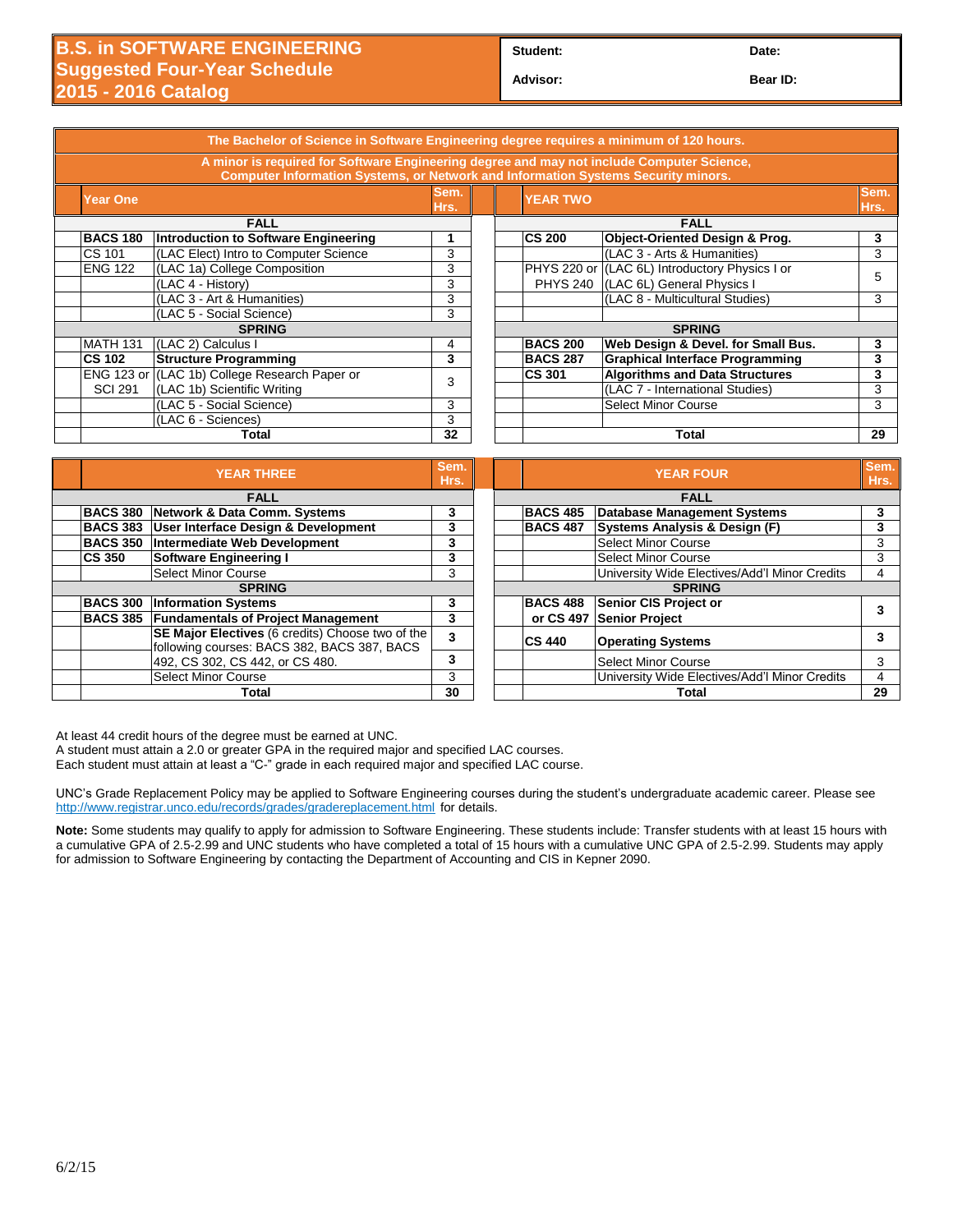# B.S. in SOFTWARE ENGINEERING
## Suggested Four-Year Schedule
## 2015 - 2016 Catalog

| Student: | Date: |
|---|---|
| Advisor: | Bear ID: |

**The Bachelor of Science in Software Engineering degree requires a minimum of 120 hours.**

**A minor is required for Software Engineering degree and may not include Computer Science, Computer Information Systems, or Network and Information Systems Security minors.**

### Year One

| Course | Title | Sem. Hrs. |
|---|---|---|
| **FALL** | | |
| **BACS 180** | **Introduction to Software Engineering** | **1** |
| CS 101 | (LAC Elect) Intro to Computer Science | 3 |
| ENG 122 | (LAC 1a) College Composition | 3 |
| | (LAC 4 - History) | 3 |
| | (LAC 3 - Art & Humanities) | 3 |
| | (LAC 5 - Social Science) | 3 |
| **SPRING** | | |
| MATH 131 | (LAC 2) Calculus I | 4 |
| **CS 102** | **Structure Programming** | **3** |
| ENG 123 or SCI 291 | (LAC 1b) College Research Paper or (LAC 1b) Scientific Writing | 3 |
| | (LAC 5 - Social Science) | 3 |
| | (LAC 6 - Sciences) | 3 |
| | **Total** | **32** |

### Year Two

| Course | Title | Sem. Hrs. |
|---|---|---|
| **FALL** | | |
| **CS 200** | **Object-Oriented Design & Prog.** | **3** |
| | (LAC 3 - Arts & Humanities) | 3 |
| PHYS 220 or PHYS 240 | (LAC 6L) Introductory Physics I or (LAC 6L) General Physics I | 5 |
| | (LAC 8 - Multicultural Studies) | 3 |
| **SPRING** | | |
| **BACS 200** | **Web Design & Devel. for Small Bus.** | **3** |
| **BACS 287** | **Graphical Interface Programming** | **3** |
| **CS 301** | **Algorithms and Data Structures** | **3** |
| | (LAC 7 - International Studies) | 3 |
| | Select Minor Course | 3 |
| | **Total** | **29** |

### Year Three

| Course | Title | Sem. Hrs. |
|---|---|---|
| **FALL** | | |
| **BACS 380** | **Network & Data Comm. Systems** | **3** |
| **BACS 383** | **User Interface Design & Development** | **3** |
| **BACS 350** | **Intermediate Web Development** | **3** |
| **CS 350** | **Software Engineering I** | **3** |
| | Select Minor Course | 3 |
| **SPRING** | | |
| **BACS 300** | **Information Systems** | **3** |
| **BACS 385** | **Fundamentals of Project Management** | **3** |
| | **SE Major Electives** (6 credits) Choose two of the following courses: BACS 382, BACS 387, BACS 492, CS 302, CS 442, or CS 480. | **3** |
| | | **3** |
| | Select Minor Course | 3 |
| | **Total** | **30** |

### Year Four

| Course | Title | Sem. Hrs. |
|---|---|---|
| **FALL** | | |
| **BACS 485** | **Database Management Systems** | **3** |
| **BACS 487** | **Systems Analysis & Design (F)** | **3** |
| | Select Minor Course | 3 |
| | Select Minor Course | 3 |
| | University Wide Electives/Add'l Minor Credits | 4 |
| **SPRING** | | |
| **BACS 488 or CS 497** | **Senior CIS Project or Senior Project** | **3** |
| **CS 440** | **Operating Systems** | **3** |
| | Select Minor Course | 3 |
| | University Wide Electives/Add'l Minor Credits | 4 |
| | **Total** | **29** |

At least 44 credit hours of the degree must be earned at UNC.
A student must attain a 2.0 or greater GPA in the required major and specified LAC courses.
Each student must attain at least a "C-" grade in each required major and specified LAC course.

UNC's Grade Replacement Policy may be applied to Software Engineering courses during the student's undergraduate academic career. Please see http://www.registrar.unco.edu/records/grades/gradereplacement.html for details.

**Note:** Some students may qualify to apply for admission to Software Engineering. These students include: Transfer students with at least 15 hours with a cumulative GPA of 2.5-2.99 and UNC students who have completed a total of 15 hours with a cumulative UNC GPA of 2.5-2.99. Students may apply for admission to Software Engineering by contacting the Department of Accounting and CIS in Kepner 2090.

6/2/15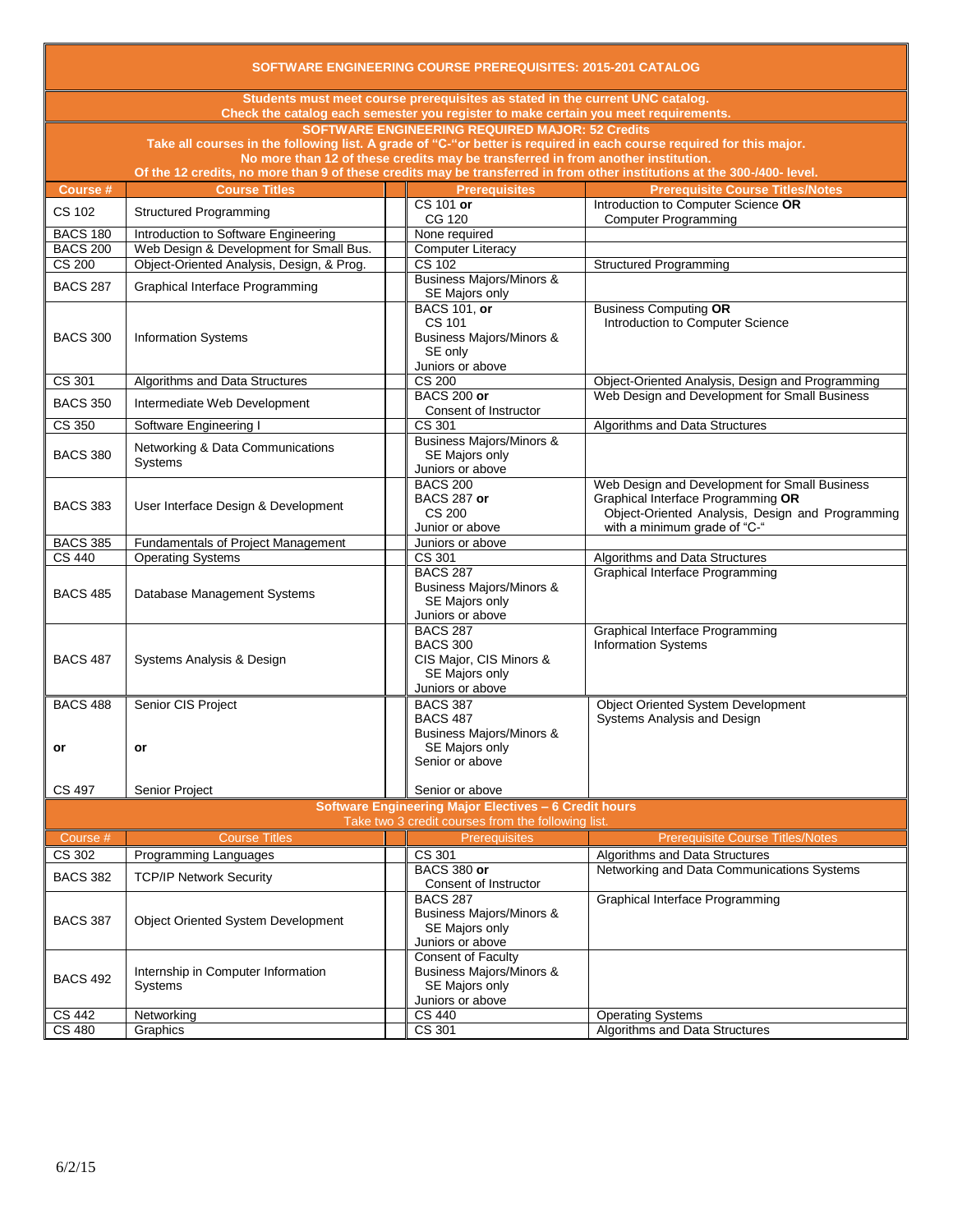**SOFTWARE ENGINEERING COURSE PREREQUISITES: 2015-201 CATALOG**

**Students must meet course prerequisites as stated in the current UNC catalog.**
**Check the catalog each semester you register to make certain you meet requirements.**

**SOFTWARE ENGINEERING REQUIRED MAJOR: 52 Credits**
**Take all courses in the following list. A grade of "C-"or better is required in each course required for this major.**
**No more than 12 of these credits may be transferred in from another institution.**
**Of the 12 credits, no more than 9 of these credits may be transferred in from other institutions at the 300-/400- level.**

| Course # | Course Titles | Prerequisites | Prerequisite Course Titles/Notes |
|---|---|---|---|
| CS 102 | Structured Programming | CS 101 **or** CG 120 | Introduction to Computer Science **OR** Computer Programming |
| BACS 180 | Introduction to Software Engineering | None required | |
| BACS 200 | Web Design & Development for Small Bus. | Computer Literacy | |
| CS 200 | Object-Oriented Analysis, Design, & Prog. | CS 102 | Structured Programming |
| BACS 287 | Graphical Interface Programming | Business Majors/Minors & SE Majors only | |
| BACS 300 | Information Systems | BACS 101, **or** CS 101<br>Business Majors/Minors & SE only<br>Juniors or above | Business Computing **OR** Introduction to Computer Science |
| CS 301 | Algorithms and Data Structures | CS 200 | Object-Oriented Analysis, Design and Programming |
| BACS 350 | Intermediate Web Development | BACS 200 **or** Consent of Instructor | Web Design and Development for Small Business |
| CS 350 | Software Engineering I | CS 301 | Algorithms and Data Structures |
| BACS 380 | Networking & Data Communications Systems | Business Majors/Minors & SE Majors only<br>Juniors or above | |
| BACS 383 | User Interface Design & Development | BACS 200<br>BACS 287 **or** CS 200<br>Junior or above | Web Design and Development for Small Business<br>Graphical Interface Programming **OR** Object-Oriented Analysis, Design and Programming with a minimum grade of "C-" |
| BACS 385 | Fundamentals of Project Management | Juniors or above | |
| CS 440 | Operating Systems | CS 301 | Algorithms and Data Structures |
| BACS 485 | Database Management Systems | BACS 287<br>Business Majors/Minors & SE Majors only<br>Juniors or above | Graphical Interface Programming |
| BACS 487 | Systems Analysis & Design | BACS 287<br>BACS 300<br>CIS Major, CIS Minors & SE Majors only<br>Juniors or above | Graphical Interface Programming<br>Information Systems |
| BACS 488<br>**or**<br>CS 497 | Senior CIS Project<br>**or**<br>Senior Project | BACS 387<br>BACS 487<br>Business Majors/Minors & SE Majors only<br>Senior or above<br><br>Senior or above | Object Oriented System Development<br>Systems Analysis and Design |

**Software Engineering Major Electives – 6 Credit hours**
Take two 3 credit courses from the following list.

| Course # | Course Titles | Prerequisites | Prerequisite Course Titles/Notes |
|---|---|---|---|
| CS 302 | Programming Languages | CS 301 | Algorithms and Data Structures |
| BACS 382 | TCP/IP Network Security | BACS 380 **or** Consent of Instructor | Networking and Data Communications Systems |
| BACS 387 | Object Oriented System Development | BACS 287<br>Business Majors/Minors & SE Majors only<br>Juniors or above | Graphical Interface Programming |
| BACS 492 | Internship in Computer Information Systems | Consent of Faculty<br>Business Majors/Minors & SE Majors only<br>Juniors or above | |
| CS 442 | Networking | CS 440 | Operating Systems |
| CS 480 | Graphics | CS 301 | Algorithms and Data Structures |

6/2/15